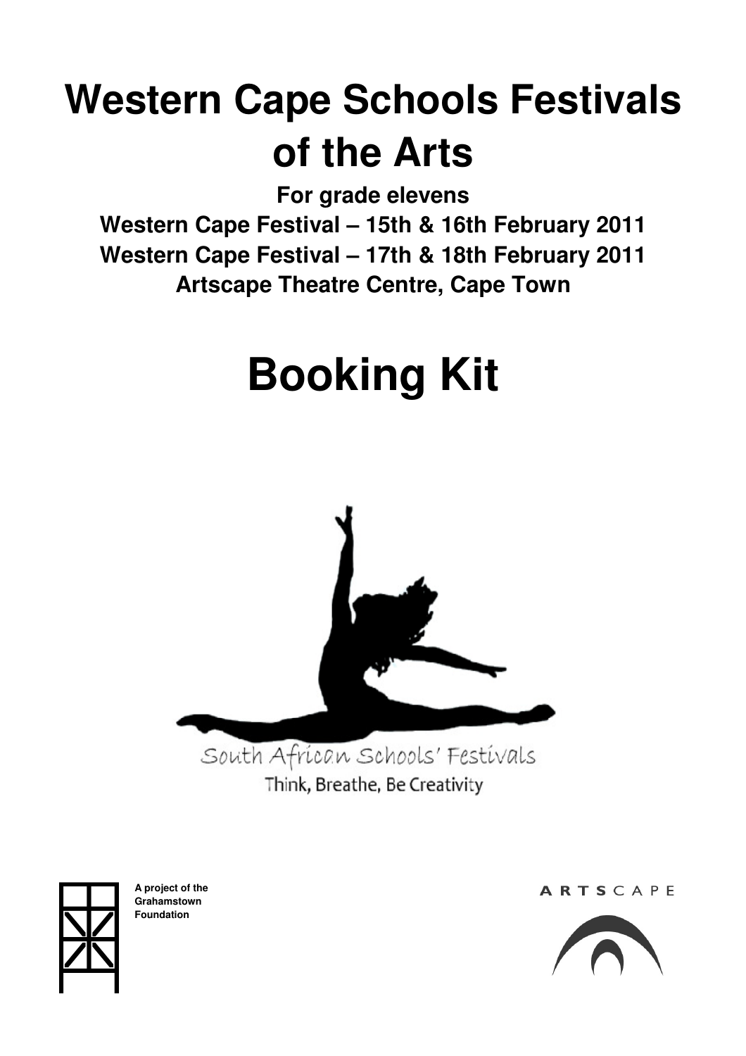# Western Cape Schools Festivals of the Arts

**For grade elevens**

**Western Cape Festival – 15th & 16th February 2011**

**Western Cape Festival – 17th & 18th February 2011**

**Artscape Theatre Centre, Cape Town**

# Booking Kit

South African Schools' Festivals

Think, Breathe, Be Creativity

**A project of the Grahamstown Foundation**

ARTSCAPE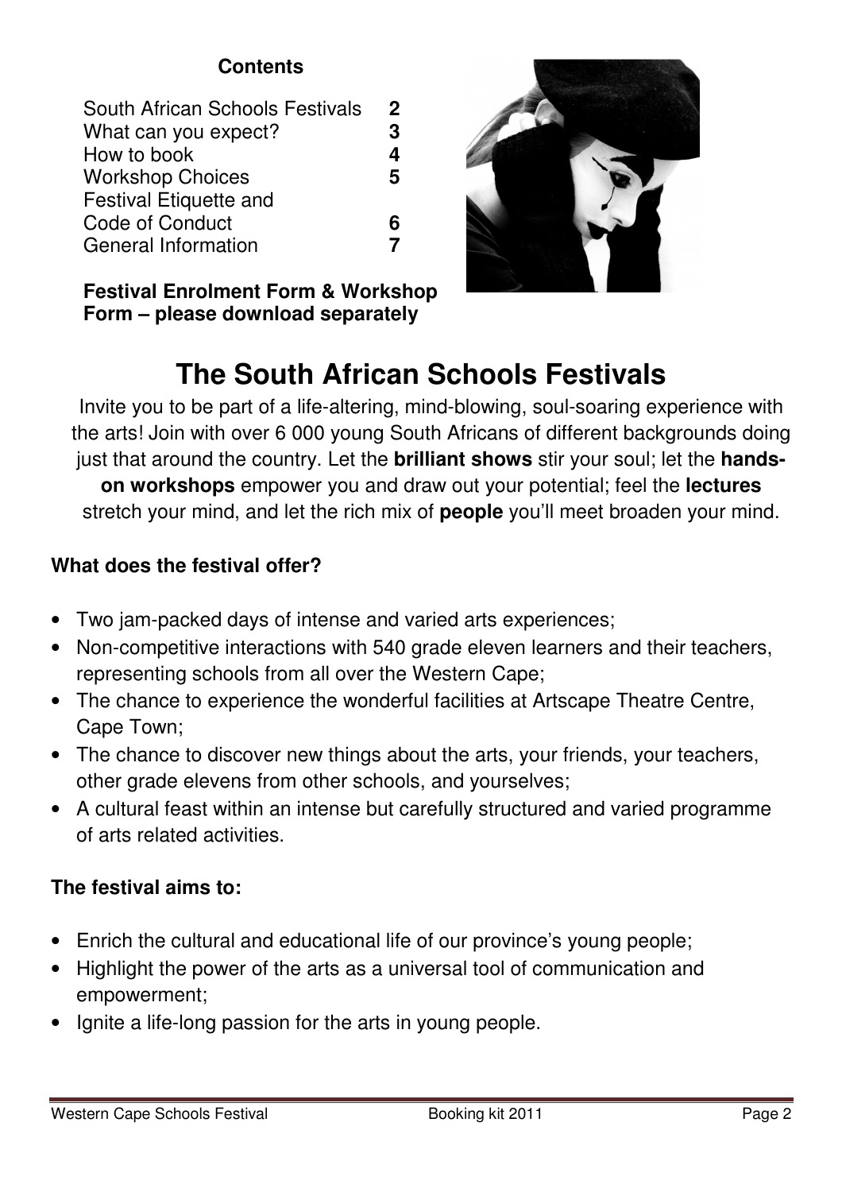**Contents**

| | |
|---|---|
| South African Schools Festivals | **2** |
| What can you expect? | **3** |
| How to book | **4** |
| Workshop Choices | **5** |
| Festival Etiquette and Code of Conduct | **6** |
| General Information | **7** |

**Festival Enrolment Form & Workshop Form – please download separately**

# The South African Schools Festivals

Invite you to be part of a life-altering, mind-blowing, soul-soaring experience with the arts! Join with over 6 000 young South Africans of different backgrounds doing just that around the country. Let the **brilliant shows** stir your soul; let the **hands-on workshops** empower you and draw out your potential; feel the **lectures** stretch your mind, and let the rich mix of **people** you'll meet broaden your mind.

### What does the festival offer?

- Two jam-packed days of intense and varied arts experiences;
- Non-competitive interactions with 540 grade eleven learners and their teachers, representing schools from all over the Western Cape;
- The chance to experience the wonderful facilities at Artscape Theatre Centre, Cape Town;
- The chance to discover new things about the arts, your friends, your teachers, other grade elevens from other schools, and yourselves;
- A cultural feast within an intense but carefully structured and varied programme of arts related activities.

### The festival aims to:

- Enrich the cultural and educational life of our province's young people;
- Highlight the power of the arts as a universal tool of communication and empowerment;
- Ignite a life-long passion for the arts in young people.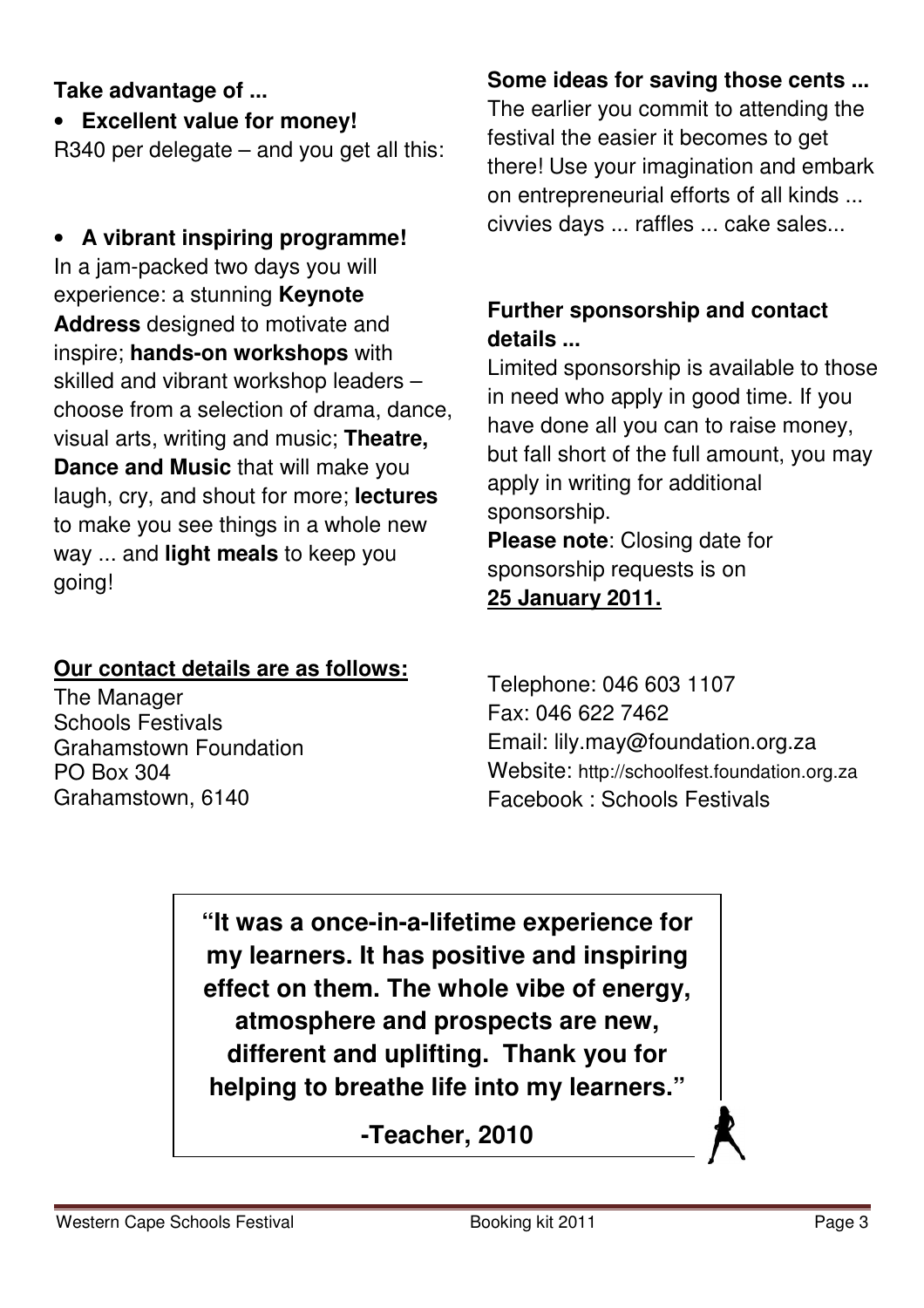**Take advantage of ...**

- **Excellent value for money!**

R340 per delegate – and you get all this:

- **A vibrant inspiring programme!**

In a jam-packed two days you will experience: a stunning **Keynote Address** designed to motivate and inspire; **hands-on workshops** with skilled and vibrant workshop leaders – choose from a selection of drama, dance, visual arts, writing and music; **Theatre, Dance and Music** that will make you laugh, cry, and shout for more; **lectures** to make you see things in a whole new way ... and **light meals** to keep you going!

**Some ideas for saving those cents ...**

The earlier you commit to attending the festival the easier it becomes to get there! Use your imagination and embark on entrepreneurial efforts of all kinds ... civvies days ... raffles ... cake sales...

**Further sponsorship and contact details ...**

Limited sponsorship is available to those in need who apply in good time. If you have done all you can to raise money, but fall short of the full amount, you may apply in writing for additional sponsorship.

**Please note**: Closing date for sponsorship requests is on **25 January 2011.**

**Our contact details are as follows:**

The Manager
Schools Festivals
Grahamstown Foundation
PO Box 304
Grahamstown, 6140

Telephone: 046 603 1107
Fax: 046 622 7462
Email: lily.may@foundation.org.za
Website: http://schoolfest.foundation.org.za
Facebook : Schools Festivals

> **"It was a once-in-a-lifetime experience for my learners. It has positive and inspiring effect on them. The whole vibe of energy, atmosphere and prospects are new, different and uplifting. Thank you for helping to breathe life into my learners."**
>
> **-Teacher, 2010**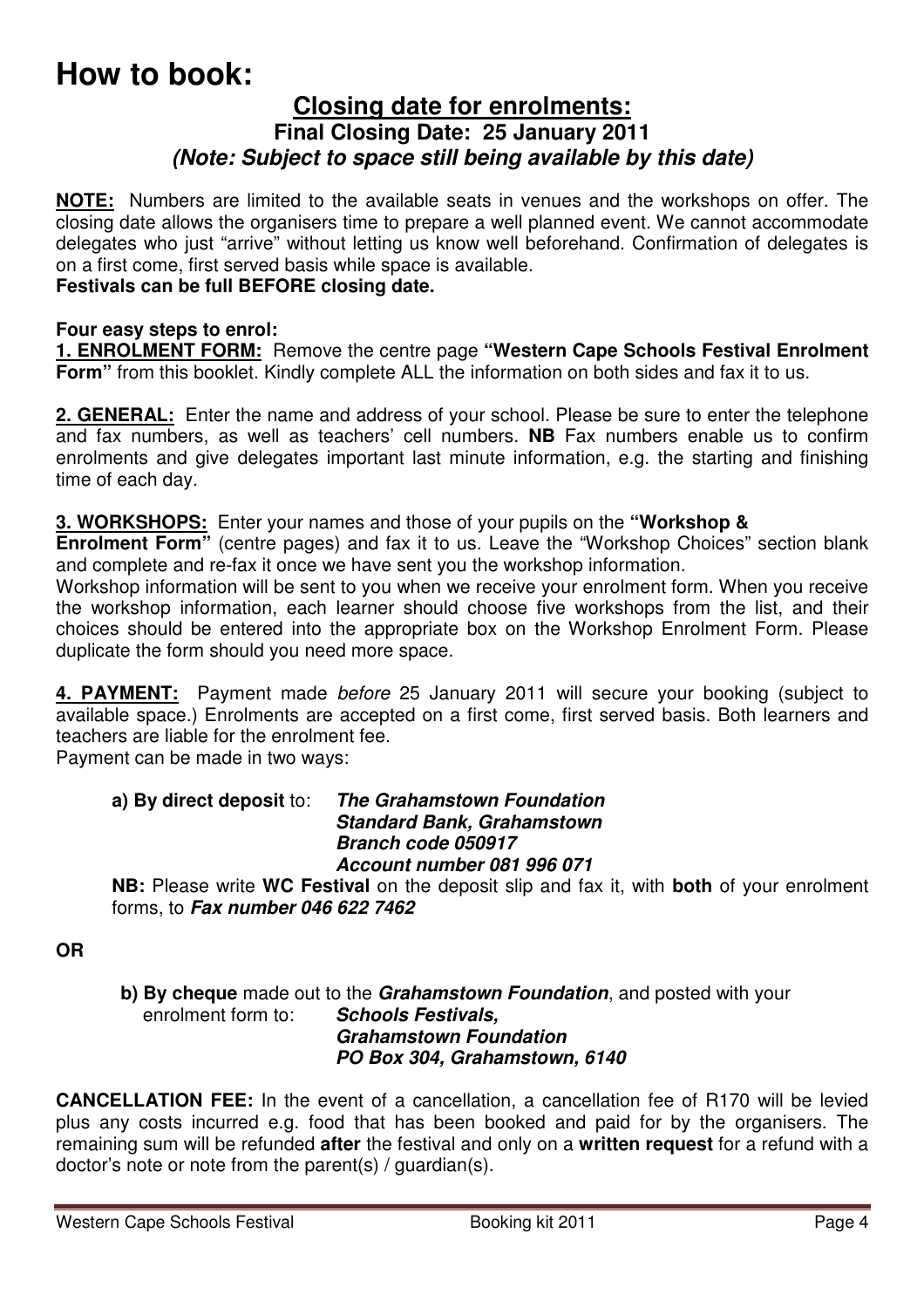# How to book:

## Closing date for enrolments:

### Final Closing Date: 25 January 2011

### *(Note: Subject to space still being available by this date)*

**NOTE:** Numbers are limited to the available seats in venues and the workshops on offer. The closing date allows the organisers time to prepare a well planned event. We cannot accommodate delegates who just "arrive" without letting us know well beforehand. Confirmation of delegates is on a first come, first served basis while space is available.

**Festivals can be full BEFORE closing date.**

**Four easy steps to enrol:**

**1. ENROLMENT FORM:** Remove the centre page **"Western Cape Schools Festival Enrolment Form"** from this booklet. Kindly complete ALL the information on both sides and fax it to us.

**2. GENERAL:** Enter the name and address of your school. Please be sure to enter the telephone and fax numbers, as well as teachers' cell numbers. **NB** Fax numbers enable us to confirm enrolments and give delegates important last minute information, e.g. the starting and finishing time of each day.

**3. WORKSHOPS:** Enter your names and those of your pupils on the **"Workshop & Enrolment Form"** (centre pages) and fax it to us. Leave the "Workshop Choices" section blank and complete and re-fax it once we have sent you the workshop information.

Workshop information will be sent to you when we receive your enrolment form. When you receive the workshop information, each learner should choose five workshops from the list, and their choices should be entered into the appropriate box on the Workshop Enrolment Form. Please duplicate the form should you need more space.

**4. PAYMENT:** Payment made *before* 25 January 2011 will secure your booking (subject to available space.) Enrolments are accepted on a first come, first served basis. Both learners and teachers are liable for the enrolment fee.

Payment can be made in two ways:

**a) By direct deposit** to: ***The Grahamstown Foundation***
***Standard Bank, Grahamstown***
***Branch code 050917***
***Account number 081 996 071***

**NB:** Please write **WC Festival** on the deposit slip and fax it, with **both** of your enrolment forms, to ***Fax number 046 622 7462***

**OR**

**b) By cheque** made out to the ***Grahamstown Foundation***, and posted with your enrolment form to: ***Schools Festivals,***
***Grahamstown Foundation***
***PO Box 304, Grahamstown, 6140***

**CANCELLATION FEE:** In the event of a cancellation, a cancellation fee of R170 will be levied plus any costs incurred e.g. food that has been booked and paid for by the organisers. The remaining sum will be refunded **after** the festival and only on a **written request** for a refund with a doctor's note or note from the parent(s) / guardian(s).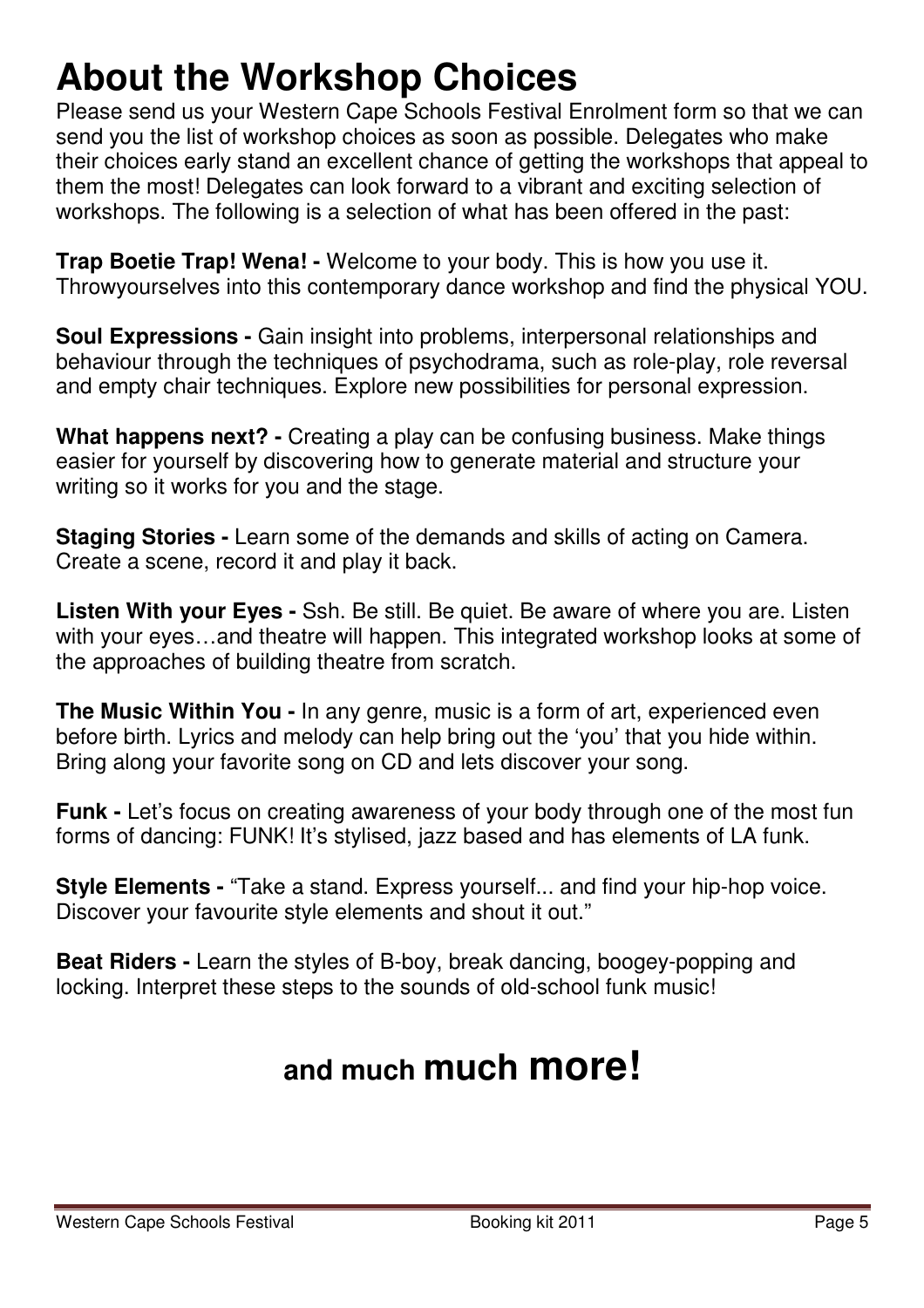# About the Workshop Choices

Please send us your Western Cape Schools Festival Enrolment form so that we can send you the list of workshop choices as soon as possible. Delegates who make their choices early stand an excellent chance of getting the workshops that appeal to them the most! Delegates can look forward to a vibrant and exciting selection of workshops. The following is a selection of what has been offered in the past:

**Trap Boetie Trap! Wena! -** Welcome to your body. This is how you use it. Throwyourselves into this contemporary dance workshop and find the physical YOU.

**Soul Expressions -** Gain insight into problems, interpersonal relationships and behaviour through the techniques of psychodrama, such as role-play, role reversal and empty chair techniques. Explore new possibilities for personal expression.

**What happens next? -** Creating a play can be confusing business. Make things easier for yourself by discovering how to generate material and structure your writing so it works for you and the stage.

**Staging Stories -** Learn some of the demands and skills of acting on Camera. Create a scene, record it and play it back.

**Listen With your Eyes -** Ssh. Be still. Be quiet. Be aware of where you are. Listen with your eyes…and theatre will happen. This integrated workshop looks at some of the approaches of building theatre from scratch.

**The Music Within You -** In any genre, music is a form of art, experienced even before birth. Lyrics and melody can help bring out the 'you' that you hide within. Bring along your favorite song on CD and lets discover your song.

**Funk -** Let's focus on creating awareness of your body through one of the most fun forms of dancing: FUNK! It's stylised, jazz based and has elements of LA funk.

**Style Elements -** "Take a stand. Express yourself... and find your hip-hop voice. Discover your favourite style elements and shout it out."

**Beat Riders -** Learn the styles of B-boy, break dancing, boogey-popping and locking. Interpret these steps to the sounds of old-school funk music!

## and much **much more!**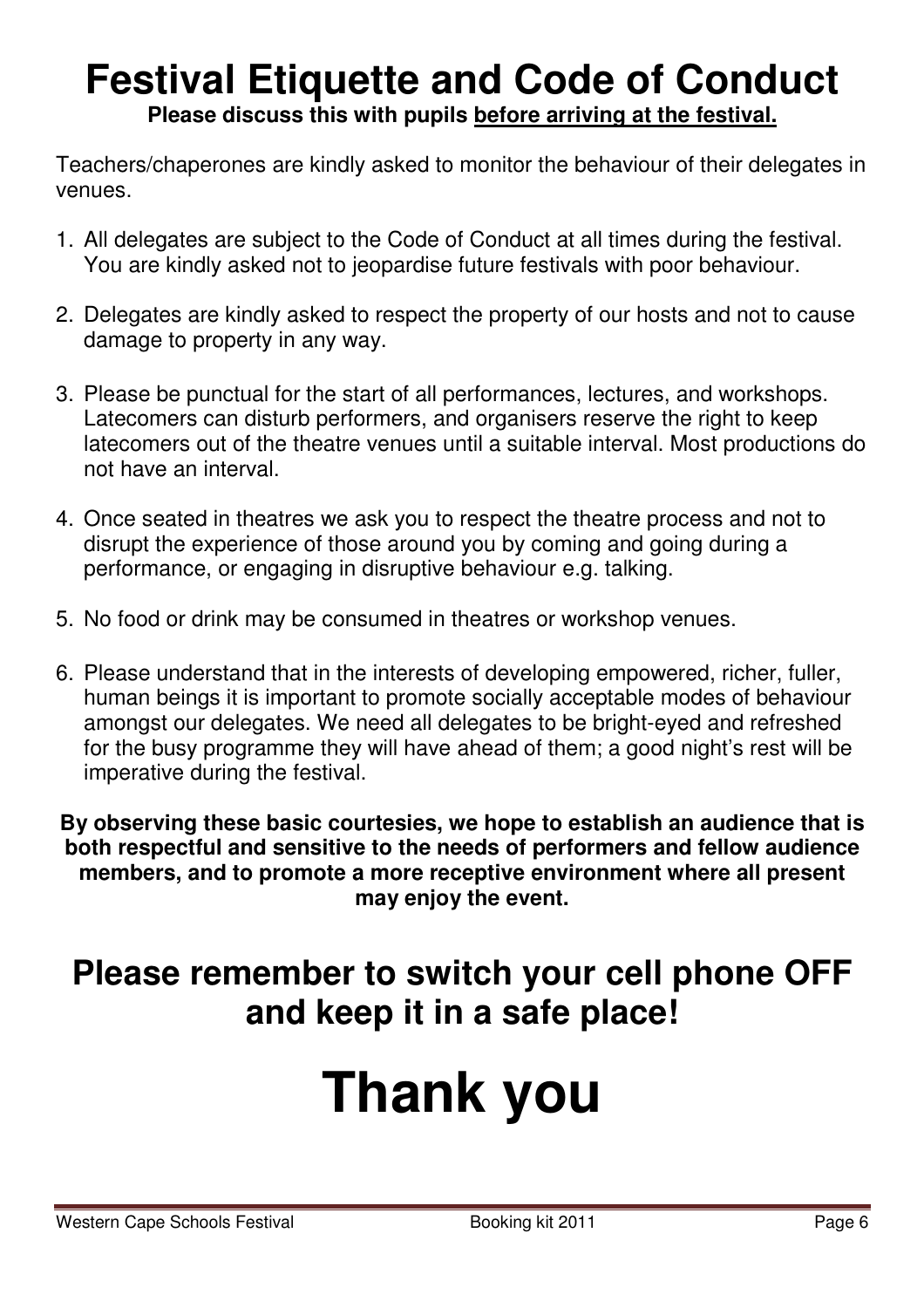# Festival Etiquette and Code of Conduct

**Please discuss this with pupils <u>before arriving at the festival.</u>**

Teachers/chaperones are kindly asked to monitor the behaviour of their delegates in venues.

1. All delegates are subject to the Code of Conduct at all times during the festival. You are kindly asked not to jeopardise future festivals with poor behaviour.

2. Delegates are kindly asked to respect the property of our hosts and not to cause damage to property in any way.

3. Please be punctual for the start of all performances, lectures, and workshops. Latecomers can disturb performers, and organisers reserve the right to keep latecomers out of the theatre venues until a suitable interval. Most productions do not have an interval.

4. Once seated in theatres we ask you to respect the theatre process and not to disrupt the experience of those around you by coming and going during a performance, or engaging in disruptive behaviour e.g. talking.

5. No food or drink may be consumed in theatres or workshop venues.

6. Please understand that in the interests of developing empowered, richer, fuller, human beings it is important to promote socially acceptable modes of behaviour amongst our delegates. We need all delegates to be bright-eyed and refreshed for the busy programme they will have ahead of them; a good night's rest will be imperative during the festival.

**By observing these basic courtesies, we hope to establish an audience that is both respectful and sensitive to the needs of performers and fellow audience members, and to promote a more receptive environment where all present may enjoy the event.**

## Please remember to switch your cell phone OFF and keep it in a safe place!

# Thank you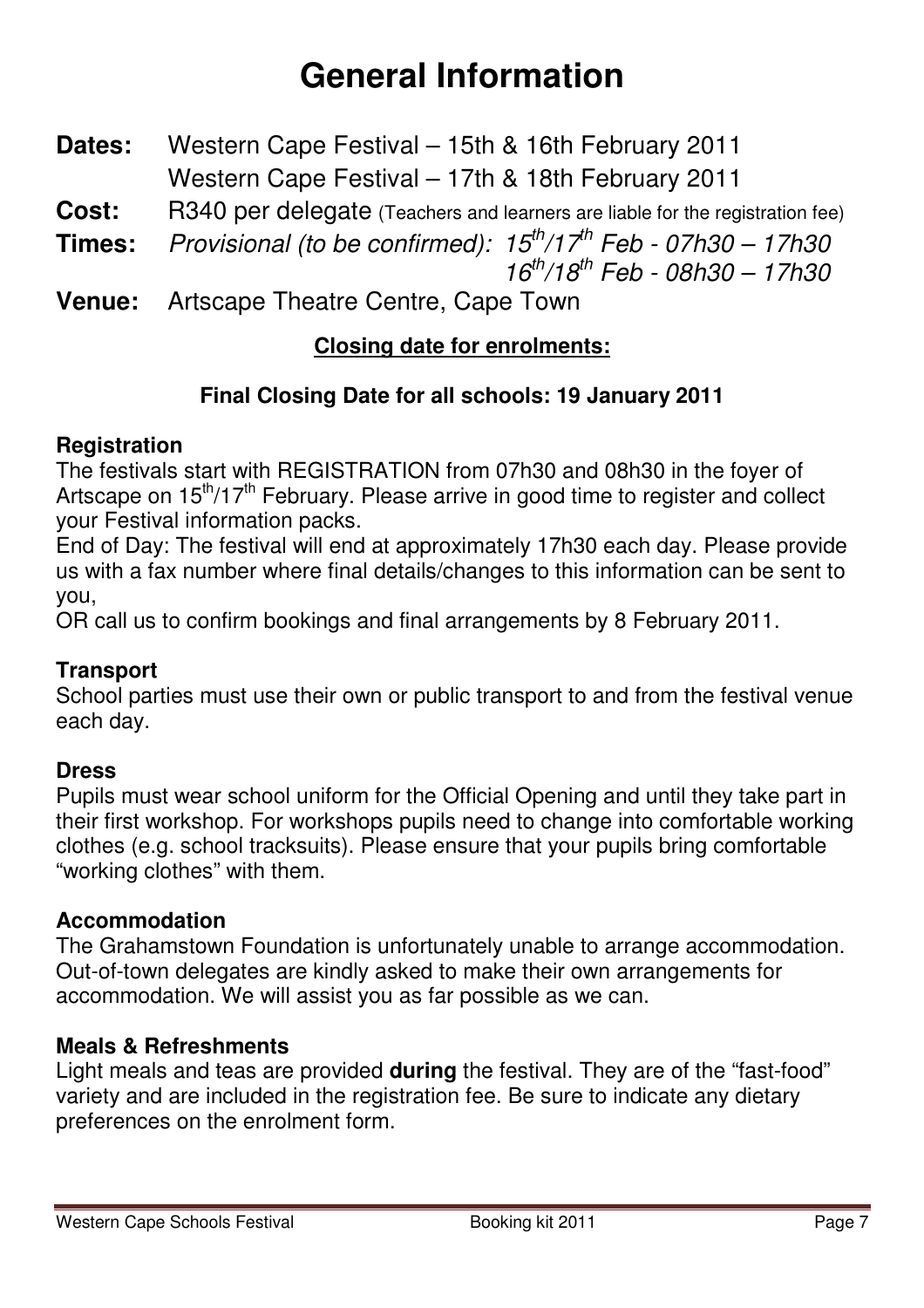# General Information

**Dates:** Western Cape Festival – 15th & 16th February 2011
Western Cape Festival – 17th & 18th February 2011

**Cost:** R340 per delegate (Teachers and learners are liable for the registration fee)

**Times:** *Provisional (to be confirmed): 15th/17th Feb - 07h30 – 17h30*
*16th/18th Feb - 08h30 – 17h30*

**Venue:** Artscape Theatre Centre, Cape Town

**Closing date for enrolments:**

**Final Closing Date for all schools: 19 January 2011**

### Registration

The festivals start with REGISTRATION from 07h30 and 08h30 in the foyer of Artscape on 15th/17th February. Please arrive in good time to register and collect your Festival information packs.

End of Day: The festival will end at approximately 17h30 each day. Please provide us with a fax number where final details/changes to this information can be sent to you,

OR call us to confirm bookings and final arrangements by 8 February 2011.

### Transport

School parties must use their own or public transport to and from the festival venue each day.

### Dress

Pupils must wear school uniform for the Official Opening and until they take part in their first workshop. For workshops pupils need to change into comfortable working clothes (e.g. school tracksuits). Please ensure that your pupils bring comfortable "working clothes" with them.

### Accommodation

The Grahamstown Foundation is unfortunately unable to arrange accommodation. Out-of-town delegates are kindly asked to make their own arrangements for accommodation. We will assist you as far possible as we can.

### Meals & Refreshments

Light meals and teas are provided **during** the festival. They are of the "fast-food" variety and are included in the registration fee. Be sure to indicate any dietary preferences on the enrolment form.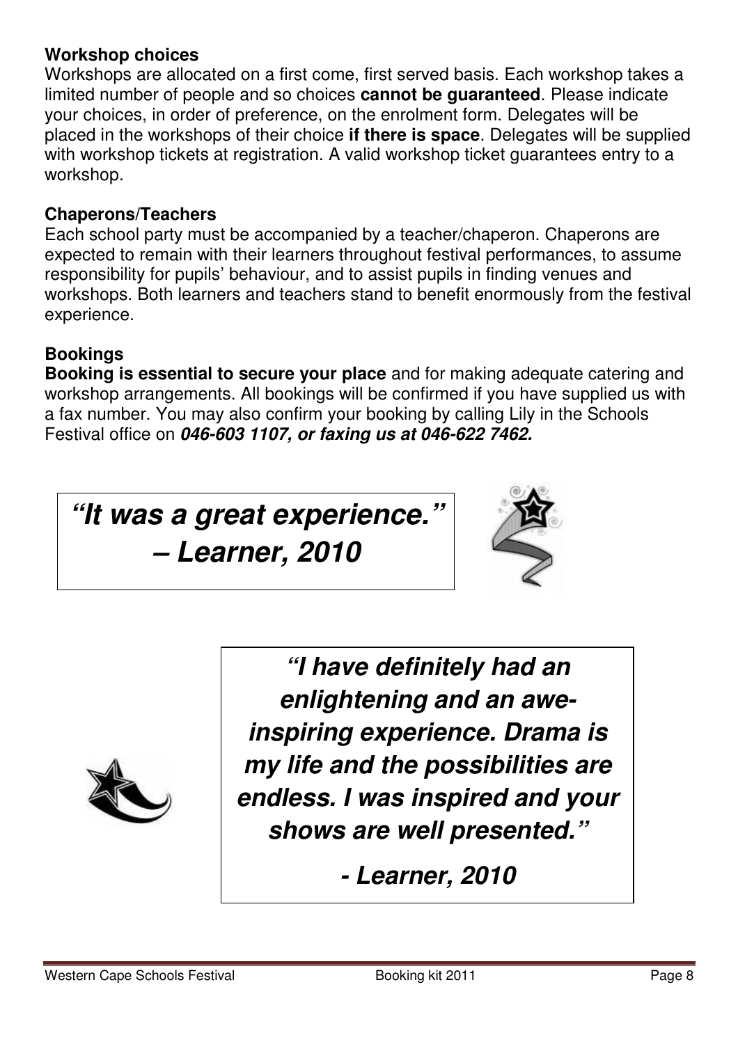**Workshop choices**

Workshops are allocated on a first come, first served basis. Each workshop takes a limited number of people and so choices **cannot be guaranteed**. Please indicate your choices, in order of preference, on the enrolment form. Delegates will be placed in the workshops of their choice **if there is space**. Delegates will be supplied with workshop tickets at registration. A valid workshop ticket guarantees entry to a workshop.

**Chaperons/Teachers**

Each school party must be accompanied by a teacher/chaperon. Chaperons are expected to remain with their learners throughout festival performances, to assume responsibility for pupils' behaviour, and to assist pupils in finding venues and workshops. Both learners and teachers stand to benefit enormously from the festival experience.

**Bookings**

**Booking is essential to secure your place** and for making adequate catering and workshop arrangements. All bookings will be confirmed if you have supplied us with a fax number. You may also confirm your booking by calling Lily in the Schools Festival office on ***046-603 1107, or faxing us at 046-622 7462.***

> ***"It was a great experience." – Learner, 2010***

> ***"I have definitely had an enlightening and an awe-inspiring experience. Drama is my life and the possibilities are endless. I was inspired and your shows are well presented."***
>
> ***- Learner, 2010***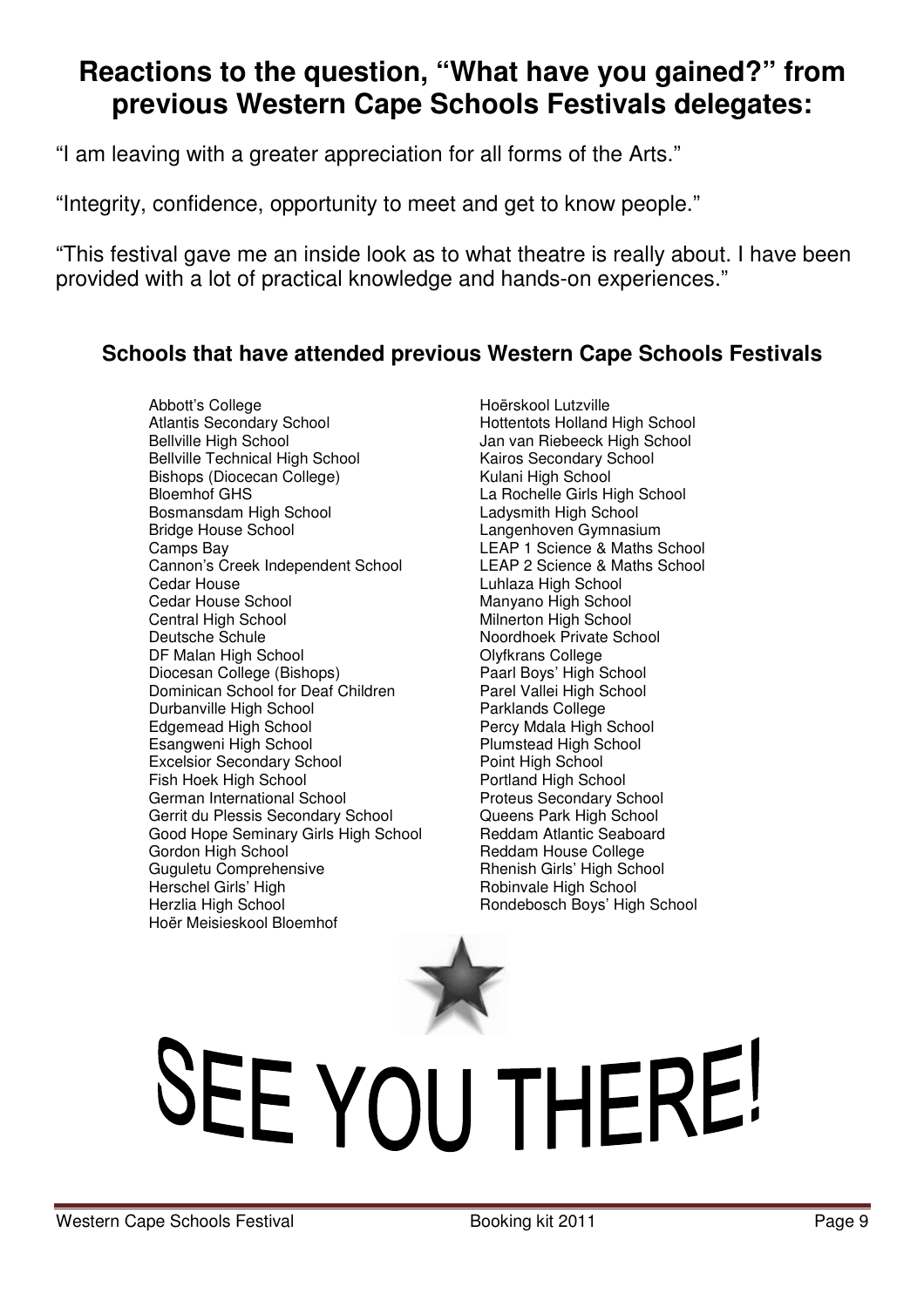# Reactions to the question, "What have you gained?" from previous Western Cape Schools Festivals delegates:

"I am leaving with a greater appreciation for all forms of the Arts."

"Integrity, confidence, opportunity to meet and get to know people."

"This festival gave me an inside look as to what theatre is really about. I have been provided with a lot of practical knowledge and hands-on experiences."

## Schools that have attended previous Western Cape Schools Festivals

Abbott's College
Atlantis Secondary School
Bellville High School
Bellville Technical High School
Bishops (Diocecan College)
Bloemhof GHS
Bosmansdam High School
Bridge House School
Camps Bay
Cannon's Creek Independent School
Cedar House
Cedar House School
Central High School
Deutsche Schule
DF Malan High School
Diocesan College (Bishops)
Dominican School for Deaf Children
Durbanville High School
Edgemead High School
Esangweni High School
Excelsior Secondary School
Fish Hoek High School
German International School
Gerrit du Plessis Secondary School
Good Hope Seminary Girls High School
Gordon High School
Guguletu Comprehensive
Herschel Girls' High
Herzlia High School
Hoër Meisieskool Bloemhof
Hoërskool Lutzville
Hottentots Holland High School
Jan van Riebeeck High School
Kairos Secondary School
Kulani High School
La Rochelle Girls High School
Ladysmith High School
Langenhoven Gymnasium
LEAP 1 Science & Maths School
LEAP 2 Science & Maths School
Luhlaza High School
Manyano High School
Milnerton High School
Noordhoek Private School
Olyfkrans College
Paarl Boys' High School
Parel Vallei High School
Parklands College
Percy Mdala High School
Plumstead High School
Point High School
Portland High School
Proteus Secondary School
Queens Park High School
Reddam Atlantic Seaboard
Reddam House College
Rhenish Girls' High School
Robinvale High School
Rondebosch Boys' High School

SEE YOU THERE!